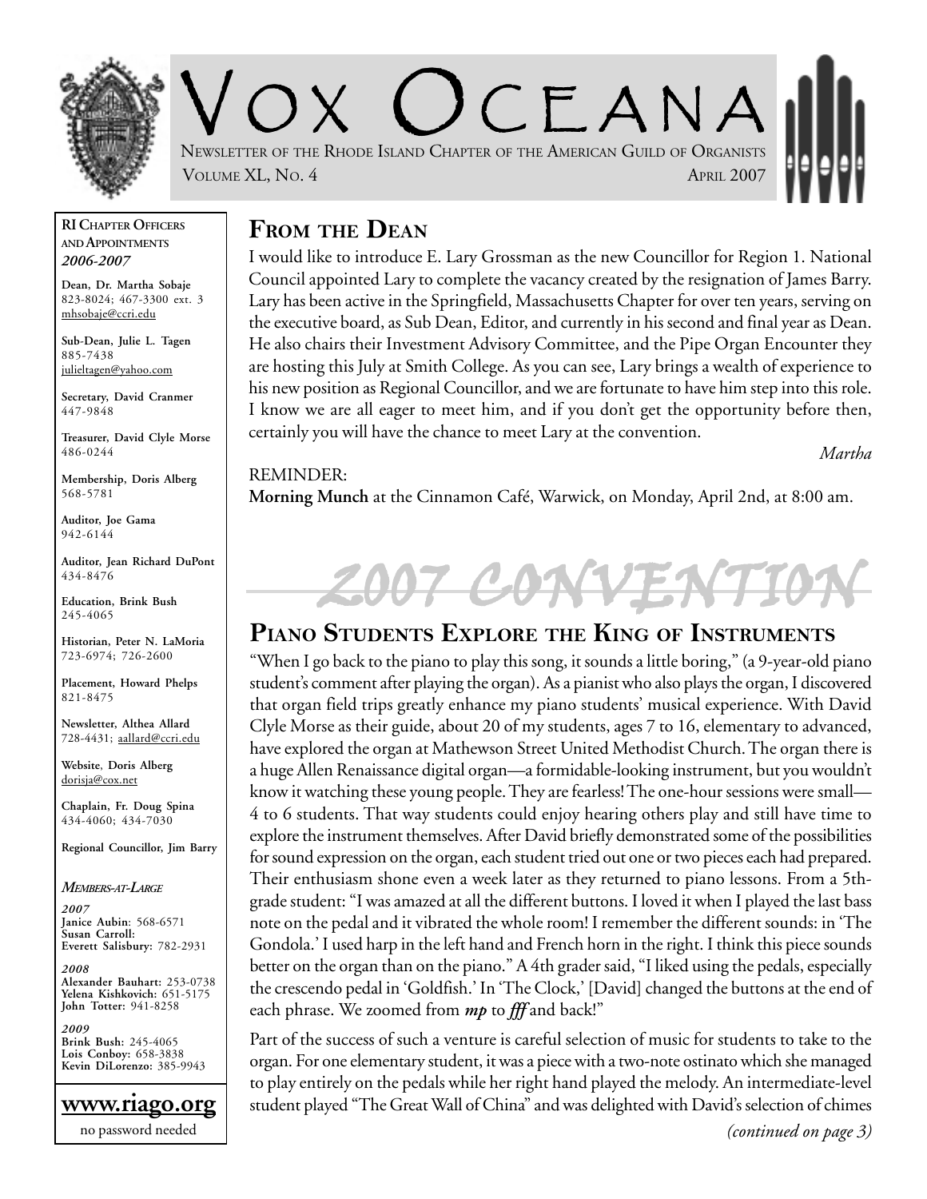# Vox Oceana

Newsletter of the Rhode Island Chapter of the American Guild of Organists

Volume XL, No. 4 — April 2007

**RI Chapter Officers and Appointments**
***2006-2007***

**Dean, Dr. Martha Sobaje**
823-8024; 467-3300 ext. 3
mhsobaje@ccri.edu

**Sub-Dean, Julie L. Tagen**
885-7438
julieltagen@yahoo.com

**Secretary, David Cranmer**
447-9848

**Treasurer, David Clyle Morse**
486-0244

**Membership, Doris Alberg**
568-5781

**Auditor, Joe Gama**
942-6144

**Auditor, Jean Richard DuPont**
434-8476

**Education, Brink Bush**
245-4065

**Historian, Peter N. LaMoria**
723-6974; 726-2600

**Placement, Howard Phelps**
821-8475

**Newsletter, Althea Allard**
728-4431; aallard@ccri.edu

**Website, Doris Alberg**
dorisja@cox.net

**Chaplain, Fr. Doug Spina**
434-4060; 434-7030

**Regional Councillor, Jim Barry**

***Members-at-Large***

***2007***
**Janice Aubin**: 568-6571
**Susan Carroll:**
**Everett Salisbury:** 782-2931

***2008***
**Alexander Bauhart:** 253-0738
**Yelena Kishkovich:** 651-5175
**John Totter:** 941-8258

***2009***
**Brink Bush**: 245-4065
**Lois Conboy:** 658-3838
**Kevin DiLorenzo:** 385-9943

**www.riago.org**
no password needed

## From the Dean

I would like to introduce E. Lary Grossman as the new Councillor for Region 1. National Council appointed Lary to complete the vacancy created by the resignation of James Barry. Lary has been active in the Springfield, Massachusetts Chapter for over ten years, serving on the executive board, as Sub Dean, Editor, and currently in his second and final year as Dean. He also chairs their Investment Advisory Committee, and the Pipe Organ Encounter they are hosting this July at Smith College. As you can see, Lary brings a wealth of experience to his new position as Regional Councillor, and we are fortunate to have him step into this role. I know we are all eager to meet him, and if you don't get the opportunity before then, certainly you will have the chance to meet Lary at the convention.

*Martha*

REMINDER:
**Morning Munch** at the Cinnamon Café, Warwick, on Monday, April 2nd, at 8:00 am.

# 2007 CONVENTION

## Piano Students Explore the King of Instruments

"When I go back to the piano to play this song, it sounds a little boring," (a 9-year-old piano student's comment after playing the organ). As a pianist who also plays the organ, I discovered that organ field trips greatly enhance my piano students' musical experience. With David Clyle Morse as their guide, about 20 of my students, ages 7 to 16, elementary to advanced, have explored the organ at Mathewson Street United Methodist Church. The organ there is a huge Allen Renaissance digital organ—a formidable-looking instrument, but you wouldn't know it watching these young people. They are fearless! The one-hour sessions were small—4 to 6 students. That way students could enjoy hearing others play and still have time to explore the instrument themselves. After David briefly demonstrated some of the possibilities for sound expression on the organ, each student tried out one or two pieces each had prepared. Their enthusiasm shone even a week later as they returned to piano lessons. From a 5th-grade student: "I was amazed at all the different buttons. I loved it when I played the last bass note on the pedal and it vibrated the whole room! I remember the different sounds: in 'The Gondola.' I used harp in the left hand and French horn in the right. I think this piece sounds better on the organ than on the piano." A 4th grader said, "I liked using the pedals, especially the crescendo pedal in 'Goldfish.' In 'The Clock,' [David] changed the buttons at the end of each phrase. We zoomed from ***mp*** to ***fff*** and back!"

Part of the success of such a venture is careful selection of music for students to take to the organ. For one elementary student, it was a piece with a two-note ostinato which she managed to play entirely on the pedals while her right hand played the melody. An intermediate-level student played "The Great Wall of China" and was delighted with David's selection of chimes

*(continued on page 3)*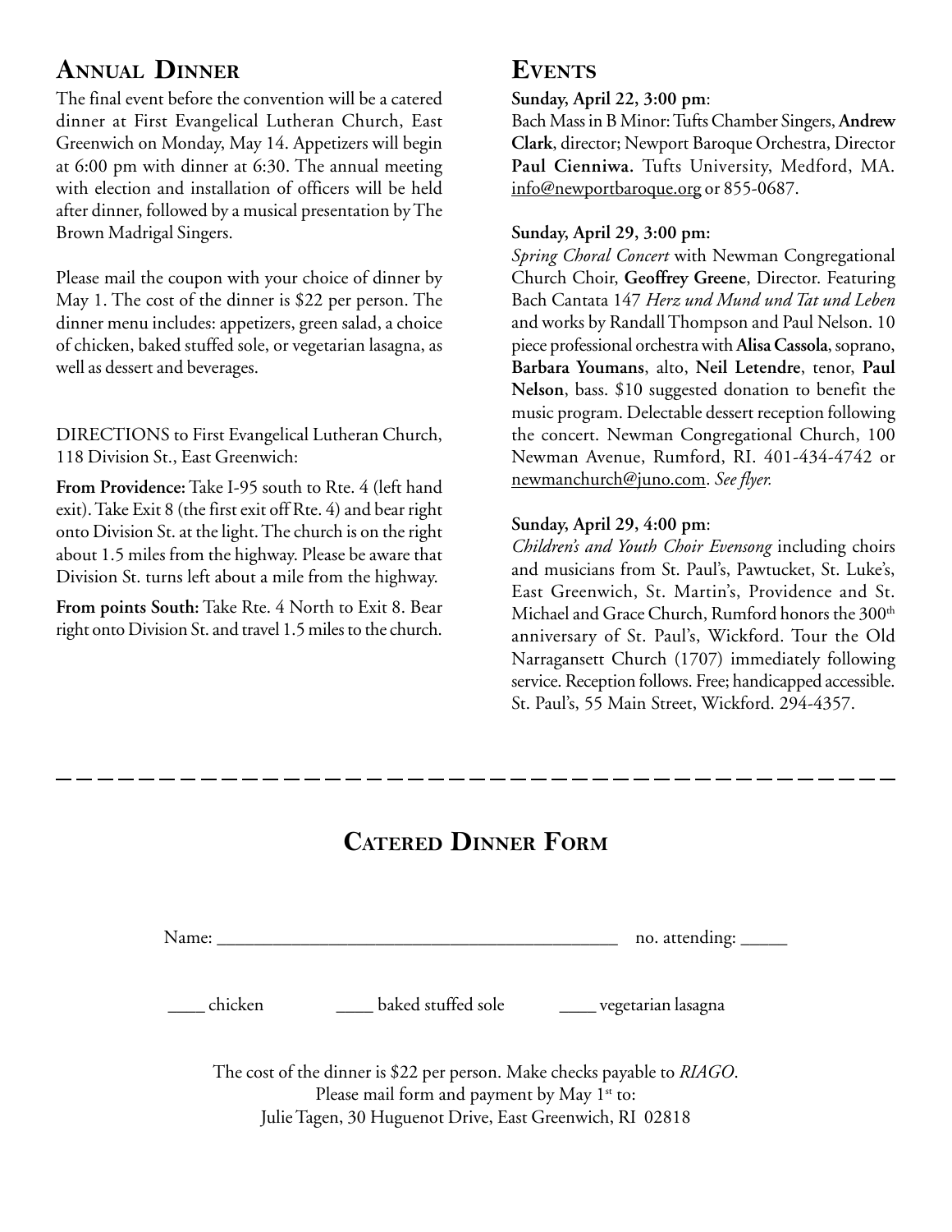## Annual Dinner

The final event before the convention will be a catered dinner at First Evangelical Lutheran Church, East Greenwich on Monday, May 14. Appetizers will begin at 6:00 pm with dinner at 6:30. The annual meeting with election and installation of officers will be held after dinner, followed by a musical presentation by The Brown Madrigal Singers.

Please mail the coupon with your choice of dinner by May 1. The cost of the dinner is $22 per person. The dinner menu includes: appetizers, green salad, a choice of chicken, baked stuffed sole, or vegetarian lasagna, as well as dessert and beverages.

DIRECTIONS to First Evangelical Lutheran Church, 118 Division St., East Greenwich:

**From Providence:** Take I-95 south to Rte. 4 (left hand exit). Take Exit 8 (the first exit off Rte. 4) and bear right onto Division St. at the light. The church is on the right about 1.5 miles from the highway. Please be aware that Division St. turns left about a mile from the highway.

**From points South:** Take Rte. 4 North to Exit 8. Bear right onto Division St. and travel 1.5 miles to the church.

## Events

**Sunday, April 22, 3:00 pm**:
Bach Mass in B Minor: Tufts Chamber Singers, **Andrew Clark**, director; Newport Baroque Orchestra, Director **Paul Cienniwa.** Tufts University, Medford, MA. info@newportbaroque.org or 855-0687.

**Sunday, April 29, 3:00 pm:**
*Spring Choral Concert* with Newman Congregational Church Choir, **Geoffrey Greene**, Director. Featuring Bach Cantata 147 *Herz und Mund und Tat und Leben* and works by Randall Thompson and Paul Nelson. 10 piece professional orchestra with **Alisa Cassola**, soprano, **Barbara Youmans**, alto, **Neil Letendre**, tenor, **Paul Nelson**, bass. $10 suggested donation to benefit the music program. Delectable dessert reception following the concert. Newman Congregational Church, 100 Newman Avenue, Rumford, RI. 401-434-4742 or newmanchurch@juno.com. *See flyer.*

**Sunday, April 29, 4:00 pm**:
*Children's and Youth Choir Evensong* including choirs and musicians from St. Paul's, Pawtucket, St. Luke's, East Greenwich, St. Martin's, Providence and St. Michael and Grace Church, Rumford honors the 300th anniversary of St. Paul's, Wickford. Tour the Old Narragansett Church (1707) immediately following service. Reception follows. Free; handicapped accessible. St. Paul's, 55 Main Street, Wickford. 294-4357.

---

## Catered Dinner Form

Name: ___________________________________________ no. attending: _____

____ chicken ____ baked stuffed sole ____ vegetarian lasagna

The cost of the dinner is $22 per person. Make checks payable to *RIAGO*.
Please mail form and payment by May 1st to:
Julie Tagen, 30 Huguenot Drive, East Greenwich, RI 02818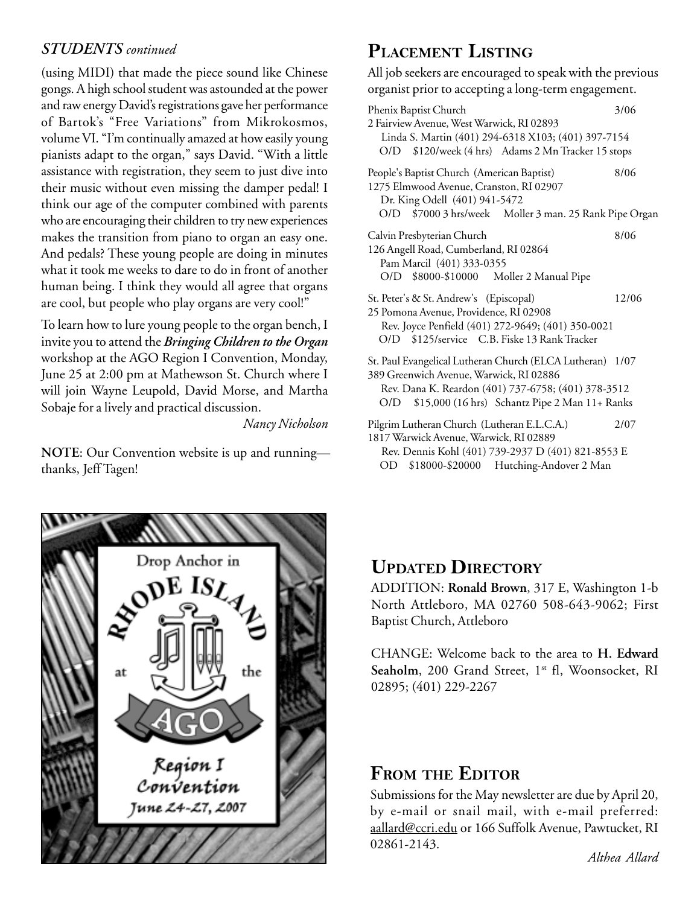*STUDENTS continued*

(using MIDI) that made the piece sound like Chinese gongs. A high school student was astounded at the power and raw energy David's registrations gave her performance of Bartok's "Free Variations" from Mikrokosmos, volume VI. "I'm continually amazed at how easily young pianists adapt to the organ," says David. "With a little assistance with registration, they seem to just dive into their music without even missing the damper pedal! I think our age of the computer combined with parents who are encouraging their children to try new experiences makes the transition from piano to organ an easy one. And pedals? These young people are doing in minutes what it took me weeks to dare to do in front of another human being. I think they would all agree that organs are cool, but people who play organs are very cool!"

To learn how to lure young people to the organ bench, I invite you to attend the ***Bringing Children to the Organ*** workshop at the AGO Region I Convention, Monday, June 25 at 2:00 pm at Mathewson St. Church where I will join Wayne Leupold, David Morse, and Martha Sobaje for a lively and practical discussion.

*Nancy Nicholson*

**NOTE**: Our Convention website is up and running—thanks, Jeff Tagen!

Drop Anchor in RHODE ISLAND at the AGO Region I Convention June 24-27, 2007

## Placement Listing

All job seekers are encouraged to speak with the previous organist prior to accepting a long-term engagement.

Phenix Baptist Church 3/06
2 Fairview Avenue, West Warwick, RI 02893
Linda S. Martin (401) 294-6318 X103; (401) 397-7154
O/D $120/week (4 hrs) Adams 2 Mn Tracker 15 stops

People's Baptist Church (American Baptist) 8/06
1275 Elmwood Avenue, Cranston, RI 02907
Dr. King Odell (401) 941-5472
O/D $7000 3 hrs/week Moller 3 man. 25 Rank Pipe Organ

Calvin Presbyterian Church 8/06
126 Angell Road, Cumberland, RI 02864
Pam Marcil (401) 333-0355
O/D $8000-$10000 Moller 2 Manual Pipe

St. Peter's & St. Andrew's (Episcopal) 12/06
25 Pomona Avenue, Providence, RI 02908
Rev. Joyce Penfield (401) 272-9649; (401) 350-0021
O/D $125/service C.B. Fiske 13 Rank Tracker

St. Paul Evangelical Lutheran Church (ELCA Lutheran) 1/07
389 Greenwich Avenue, Warwick, RI 02886
Rev. Dana K. Reardon (401) 737-6758; (401) 378-3512
O/D $15,000 (16 hrs) Schantz Pipe 2 Man 11+ Ranks

Pilgrim Lutheran Church (Lutheran E.L.C.A.) 2/07
1817 Warwick Avenue, Warwick, RI 02889
Rev. Dennis Kohl (401) 739-2937 D (401) 821-8553 E
OD $18000-$20000 Hutching-Andover 2 Man

## Updated Directory

ADDITION: **Ronald Brown**, 317 E, Washington 1-b North Attleboro, MA 02760 508-643-9062; First Baptist Church, Attleboro

CHANGE: Welcome back to the area to **H. Edward Seaholm**, 200 Grand Street, 1st fl, Woonsocket, RI 02895; (401) 229-2267

## From the Editor

Submissions for the May newsletter are due by April 20, by e-mail or snail mail, with e-mail preferred: aallard@ccri.edu or 166 Suffolk Avenue, Pawtucket, RI 02861-2143.

*Althea Allard*